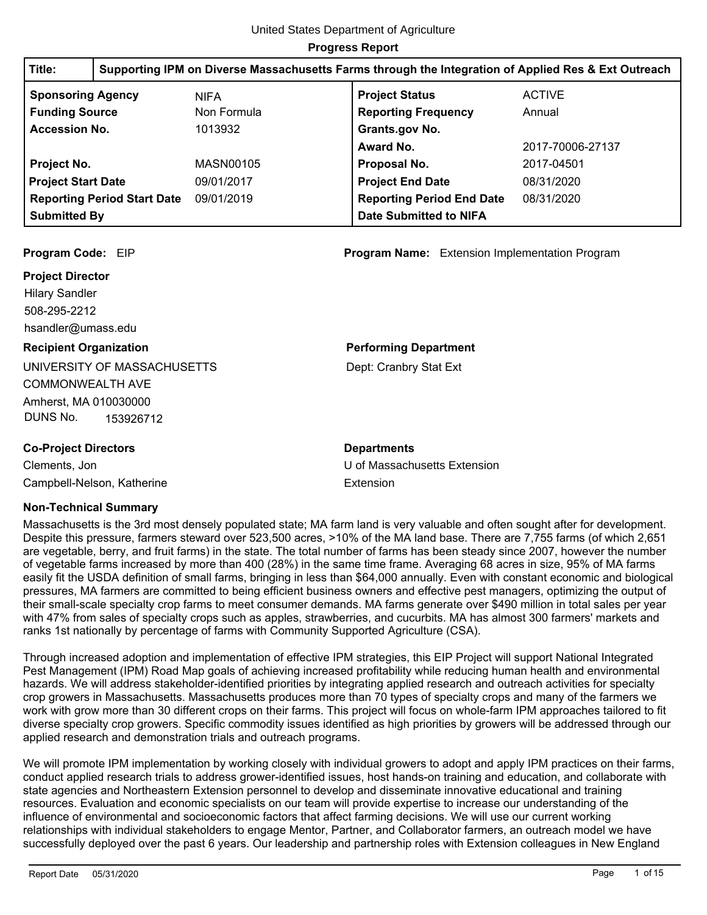United States Department of Agriculture

**Progress Report**

| **Title:** | **Supporting IPM on Diverse Massachusetts Farms through the Integration of Applied Res & Ext Outreach** | | |
|---|---|---|---|
| **Sponsoring Agency** | NIFA | **Project Status** | ACTIVE |
| **Funding Source** | Non Formula | **Reporting Frequency** | Annual |
| **Accession No.** | 1013932 | **Grants.gov No.** | |
| | | **Award No.** | 2017-70006-27137 |
| **Project No.** | MASN00105 | **Proposal No.** | 2017-04501 |
| **Project Start Date** | 09/01/2017 | **Project End Date** | 08/31/2020 |
| **Reporting Period Start Date** | 09/01/2019 | **Reporting Period End Date** | 08/31/2020 |
| **Submitted By** | | **Date Submitted to NIFA** | |

**Program Code:** EIP

**Program Name:** Extension Implementation Program

**Project Director**

Hilary Sandler

508-295-2212

hsandler@umass.edu

**Recipient Organization**

UNIVERSITY OF MASSACHUSETTS

COMMONWEALTH AVE

Amherst, MA 010030000

DUNS No. 153926712

**Performing Department**

Dept: Cranbry Stat Ext

**Co-Project Directors**

Clements, Jon

Campbell-Nelson, Katherine

**Departments**

U of Massachusetts Extension

Extension

**Non-Technical Summary**

Massachusetts is the 3rd most densely populated state; MA farm land is very valuable and often sought after for development. Despite this pressure, farmers steward over 523,500 acres, >10% of the MA land base. There are 7,755 farms (of which 2,651 are vegetable, berry, and fruit farms) in the state. The total number of farms has been steady since 2007, however the number of vegetable farms increased by more than 400 (28%) in the same time frame. Averaging 68 acres in size, 95% of MA farms easily fit the USDA definition of small farms, bringing in less than $64,000 annually. Even with constant economic and biological pressures, MA farmers are committed to being efficient business owners and effective pest managers, optimizing the output of their small-scale specialty crop farms to meet consumer demands. MA farms generate over $490 million in total sales per year with 47% from sales of specialty crops such as apples, strawberries, and cucurbits. MA has almost 300 farmers' markets and ranks 1st nationally by percentage of farms with Community Supported Agriculture (CSA).

Through increased adoption and implementation of effective IPM strategies, this EIP Project will support National Integrated Pest Management (IPM) Road Map goals of achieving increased profitability while reducing human health and environmental hazards. We will address stakeholder-identified priorities by integrating applied research and outreach activities for specialty crop growers in Massachusetts. Massachusetts produces more than 70 types of specialty crops and many of the farmers we work with grow more than 30 different crops on their farms. This project will focus on whole-farm IPM approaches tailored to fit diverse specialty crop growers. Specific commodity issues identified as high priorities by growers will be addressed through our applied research and demonstration trials and outreach programs.

We will promote IPM implementation by working closely with individual growers to adopt and apply IPM practices on their farms, conduct applied research trials to address grower-identified issues, host hands-on training and education, and collaborate with state agencies and Northeastern Extension personnel to develop and disseminate innovative educational and training resources. Evaluation and economic specialists on our team will provide expertise to increase our understanding of the influence of environmental and socioeconomic factors that affect farming decisions. We will use our current working relationships with individual stakeholders to engage Mentor, Partner, and Collaborator farmers, an outreach model we have successfully deployed over the past 6 years. Our leadership and partnership roles with Extension colleagues in New England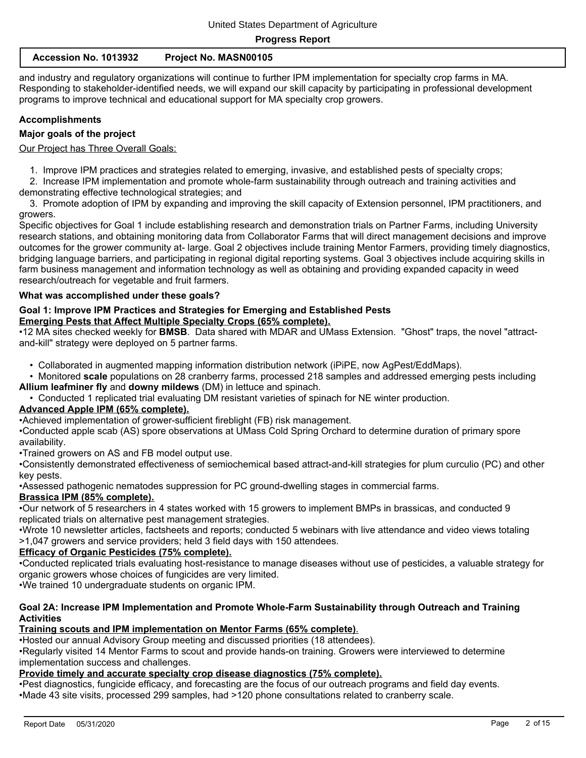and industry and regulatory organizations will continue to further IPM implementation for specialty crop farms in MA. Responding to stakeholder-identified needs, we will expand our skill capacity by participating in professional development programs to improve technical and educational support for MA specialty crop growers.

## Accomplishments

### Major goals of the project

Our Project has Three Overall Goals:

1. Improve IPM practices and strategies related to emerging, invasive, and established pests of specialty crops;
2. Increase IPM implementation and promote whole-farm sustainability through outreach and training activities and demonstrating effective technological strategies; and
3. Promote adoption of IPM by expanding and improving the skill capacity of Extension personnel, IPM practitioners, and growers.

Specific objectives for Goal 1 include establishing research and demonstration trials on Partner Farms, including University research stations, and obtaining monitoring data from Collaborator Farms that will direct management decisions and improve outcomes for the grower community at- large. Goal 2 objectives include training Mentor Farmers, providing timely diagnostics, bridging language barriers, and participating in regional digital reporting systems. Goal 3 objectives include acquiring skills in farm business management and information technology as well as obtaining and providing expanded capacity in weed research/outreach for vegetable and fruit farmers.

### What was accomplished under these goals?

**Goal 1: Improve IPM Practices and Strategies for Emerging and Established Pests**

**Emerging Pests that Affect Multiple Specialty Crops (65% complete).**

•12 MA sites checked weekly for **BMSB**. Data shared with MDAR and UMass Extension. "Ghost" traps, the novel "attract-and-kill" strategy were deployed on 5 partner farms.

- Collaborated in augmented mapping information distribution network (iPiPE, now AgPest/EddMaps).
- Monitored **scale** populations on 28 cranberry farms, processed 218 samples and addressed emerging pests including **Allium leafminer fly** and **downy mildews** (DM) in lettuce and spinach.
- Conducted 1 replicated trial evaluating DM resistant varieties of spinach for NE winter production.

**Advanced Apple IPM (65% complete).**

•Achieved implementation of grower-sufficient fireblight (FB) risk management.

•Conducted apple scab (AS) spore observations at UMass Cold Spring Orchard to determine duration of primary spore availability.

•Trained growers on AS and FB model output use.

•Consistently demonstrated effectiveness of semiochemical based attract-and-kill strategies for plum curculio (PC) and other key pests.

•Assessed pathogenic nematodes suppression for PC ground-dwelling stages in commercial farms.

**Brassica IPM (85% complete).**

•Our network of 5 researchers in 4 states worked with 15 growers to implement BMPs in brassicas, and conducted 9 replicated trials on alternative pest management strategies.

•Wrote 10 newsletter articles, factsheets and reports; conducted 5 webinars with live attendance and video views totaling >1,047 growers and service providers; held 3 field days with 150 attendees.

**Efficacy of Organic Pesticides (75% complete).**

•Conducted replicated trials evaluating host-resistance to manage diseases without use of pesticides, a valuable strategy for organic growers whose choices of fungicides are very limited.

•We trained 10 undergraduate students on organic IPM.

**Goal 2A: Increase IPM Implementation and Promote Whole-Farm Sustainability through Outreach and Training Activities**

**Training scouts and IPM implementation on Mentor Farms (65% complete)**.

•Hosted our annual Advisory Group meeting and discussed priorities (18 attendees).

•Regularly visited 14 Mentor Farms to scout and provide hands-on training. Growers were interviewed to determine implementation success and challenges.

**Provide timely and accurate specialty crop disease diagnostics (75% complete).**

•Pest diagnostics, fungicide efficacy, and forecasting are the focus of our outreach programs and field day events.

•Made 43 site visits, processed 299 samples, had >120 phone consultations related to cranberry scale.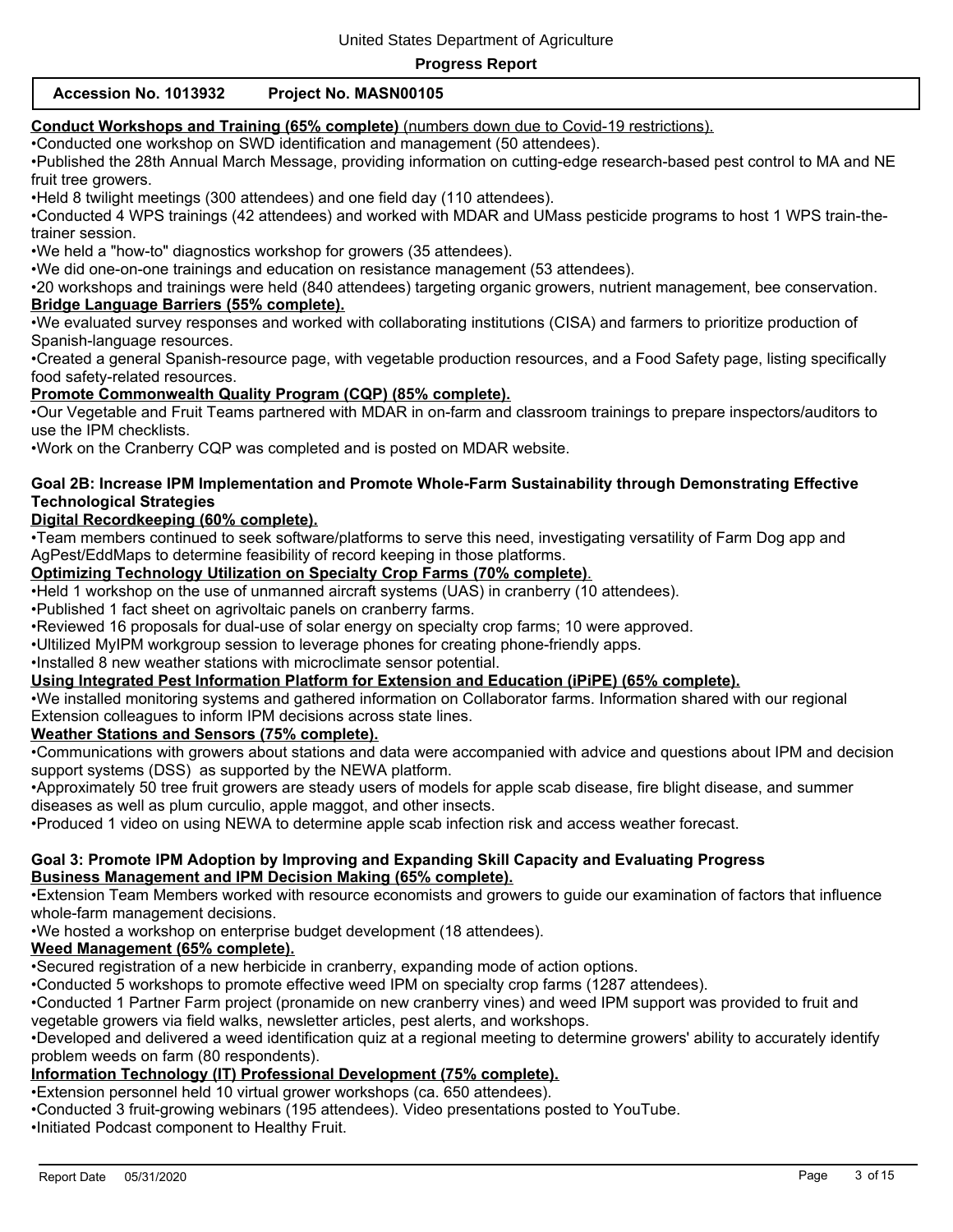**Conduct Workshops and Training (65% complete)** (numbers down due to Covid-19 restrictions).

•Conducted one workshop on SWD identification and management (50 attendees).

•Published the 28th Annual March Message, providing information on cutting-edge research-based pest control to MA and NE fruit tree growers.

•Held 8 twilight meetings (300 attendees) and one field day (110 attendees).

•Conducted 4 WPS trainings (42 attendees) and worked with MDAR and UMass pesticide programs to host 1 WPS train-the-trainer session.

•We held a "how-to" diagnostics workshop for growers (35 attendees).

•We did one-on-one trainings and education on resistance management (53 attendees).

•20 workshops and trainings were held (840 attendees) targeting organic growers, nutrient management, bee conservation.

**Bridge Language Barriers (55% complete).**

•We evaluated survey responses and worked with collaborating institutions (CISA) and farmers to prioritize production of Spanish-language resources.

•Created a general Spanish-resource page, with vegetable production resources, and a Food Safety page, listing specifically food safety-related resources.

**Promote Commonwealth Quality Program (CQP) (85% complete).**

•Our Vegetable and Fruit Teams partnered with MDAR in on-farm and classroom trainings to prepare inspectors/auditors to use the IPM checklists.

•Work on the Cranberry CQP was completed and is posted on MDAR website.

**Goal 2B: Increase IPM Implementation and Promote Whole-Farm Sustainability through Demonstrating Effective Technological Strategies**

**Digital Recordkeeping (60% complete).**

•Team members continued to seek software/platforms to serve this need, investigating versatility of Farm Dog app and AgPest/EddMaps to determine feasibility of record keeping in those platforms.

**Optimizing Technology Utilization on Specialty Crop Farms (70% complete)**.

•Held 1 workshop on the use of unmanned aircraft systems (UAS) in cranberry (10 attendees).

•Published 1 fact sheet on agrivoltaic panels on cranberry farms.

•Reviewed 16 proposals for dual-use of solar energy on specialty crop farms; 10 were approved.

•Ultilized MyIPM workgroup session to leverage phones for creating phone-friendly apps.

•Installed 8 new weather stations with microclimate sensor potential.

**Using Integrated Pest Information Platform for Extension and Education (iPiPE) (65% complete).**

•We installed monitoring systems and gathered information on Collaborator farms. Information shared with our regional Extension colleagues to inform IPM decisions across state lines.

**Weather Stations and Sensors (75% complete).**

•Communications with growers about stations and data were accompanied with advice and questions about IPM and decision support systems (DSS) as supported by the NEWA platform.

•Approximately 50 tree fruit growers are steady users of models for apple scab disease, fire blight disease, and summer diseases as well as plum curculio, apple maggot, and other insects.

•Produced 1 video on using NEWA to determine apple scab infection risk and access weather forecast.

**Goal 3: Promote IPM Adoption by Improving and Expanding Skill Capacity and Evaluating Progress**

**Business Management and IPM Decision Making (65% complete).**

•Extension Team Members worked with resource economists and growers to guide our examination of factors that influence whole-farm management decisions.

•We hosted a workshop on enterprise budget development (18 attendees).

**Weed Management (65% complete).**

•Secured registration of a new herbicide in cranberry, expanding mode of action options.

•Conducted 5 workshops to promote effective weed IPM on specialty crop farms (1287 attendees).

•Conducted 1 Partner Farm project (pronamide on new cranberry vines) and weed IPM support was provided to fruit and vegetable growers via field walks, newsletter articles, pest alerts, and workshops.

•Developed and delivered a weed identification quiz at a regional meeting to determine growers' ability to accurately identify problem weeds on farm (80 respondents).

**Information Technology (IT) Professional Development (75% complete).**

•Extension personnel held 10 virtual grower workshops (ca. 650 attendees).

•Conducted 3 fruit-growing webinars (195 attendees). Video presentations posted to YouTube.

•Initiated Podcast component to Healthy Fruit.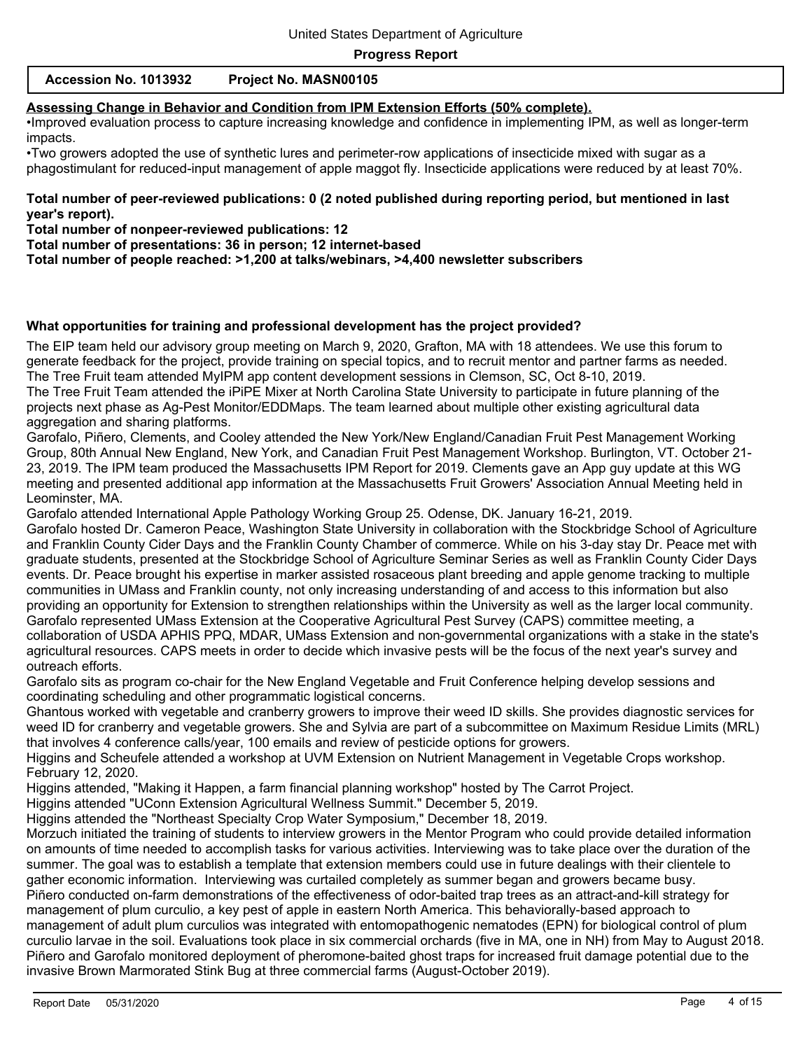**Assessing Change in Behavior and Condition from IPM Extension Efforts (50% complete).**

•Improved evaluation process to capture increasing knowledge and confidence in implementing IPM, as well as longer-term impacts.

•Two growers adopted the use of synthetic lures and perimeter-row applications of insecticide mixed with sugar as a phagostimulant for reduced-input management of apple maggot fly. Insecticide applications were reduced by at least 70%.

**Total number of peer-reviewed publications: 0 (2 noted published during reporting period, but mentioned in last year's report).**
**Total number of nonpeer-reviewed publications: 12**
**Total number of presentations: 36 in person; 12 internet-based**
**Total number of people reached: >1,200 at talks/webinars, >4,400 newsletter subscribers**

**What opportunities for training and professional development has the project provided?**

The EIP team held our advisory group meeting on March 9, 2020, Grafton, MA with 18 attendees. We use this forum to generate feedback for the project, provide training on special topics, and to recruit mentor and partner farms as needed.
The Tree Fruit team attended MyIPM app content development sessions in Clemson, SC, Oct 8-10, 2019.
The Tree Fruit Team attended the iPiPE Mixer at North Carolina State University to participate in future planning of the projects next phase as Ag-Pest Monitor/EDDMaps. The team learned about multiple other existing agricultural data aggregation and sharing platforms.
Garofalo, Piñero, Clements, and Cooley attended the New York/New England/Canadian Fruit Pest Management Working Group, 80th Annual New England, New York, and Canadian Fruit Pest Management Workshop. Burlington, VT. October 21-23, 2019. The IPM team produced the Massachusetts IPM Report for 2019. Clements gave an App guy update at this WG meeting and presented additional app information at the Massachusetts Fruit Growers' Association Annual Meeting held in Leominster, MA.
Garofalo attended International Apple Pathology Working Group 25. Odense, DK. January 16-21, 2019.
Garofalo hosted Dr. Cameron Peace, Washington State University in collaboration with the Stockbridge School of Agriculture and Franklin County Cider Days and the Franklin County Chamber of commerce. While on his 3-day stay Dr. Peace met with graduate students, presented at the Stockbridge School of Agriculture Seminar Series as well as Franklin County Cider Days events. Dr. Peace brought his expertise in marker assisted rosaceous plant breeding and apple genome tracking to multiple communities in UMass and Franklin county, not only increasing understanding of and access to this information but also providing an opportunity for Extension to strengthen relationships within the University as well as the larger local community.
Garofalo represented UMass Extension at the Cooperative Agricultural Pest Survey (CAPS) committee meeting, a collaboration of USDA APHIS PPQ, MDAR, UMass Extension and non-governmental organizations with a stake in the state's agricultural resources. CAPS meets in order to decide which invasive pests will be the focus of the next year's survey and outreach efforts.
Garofalo sits as program co-chair for the New England Vegetable and Fruit Conference helping develop sessions and coordinating scheduling and other programmatic logistical concerns.
Ghantous worked with vegetable and cranberry growers to improve their weed ID skills. She provides diagnostic services for weed ID for cranberry and vegetable growers. She and Sylvia are part of a subcommittee on Maximum Residue Limits (MRL) that involves 4 conference calls/year, 100 emails and review of pesticide options for growers.
Higgins and Scheufele attended a workshop at UVM Extension on Nutrient Management in Vegetable Crops workshop. February 12, 2020.
Higgins attended, "Making it Happen, a farm financial planning workshop" hosted by The Carrot Project.
Higgins attended "UConn Extension Agricultural Wellness Summit." December 5, 2019.
Higgins attended the "Northeast Specialty Crop Water Symposium," December 18, 2019.
Morzuch initiated the training of students to interview growers in the Mentor Program who could provide detailed information on amounts of time needed to accomplish tasks for various activities. Interviewing was to take place over the duration of the summer. The goal was to establish a template that extension members could use in future dealings with their clientele to gather economic information. Interviewing was curtailed completely as summer began and growers became busy.
Piñero conducted on-farm demonstrations of the effectiveness of odor-baited trap trees as an attract-and-kill strategy for management of plum curculio, a key pest of apple in eastern North America. This behaviorally-based approach to management of adult plum curculios was integrated with entomopathogenic nematodes (EPN) for biological control of plum curculio larvae in the soil. Evaluations took place in six commercial orchards (five in MA, one in NH) from May to August 2018.
Piñero and Garofalo monitored deployment of pheromone-baited ghost traps for increased fruit damage potential due to the invasive Brown Marmorated Stink Bug at three commercial farms (August-October 2019).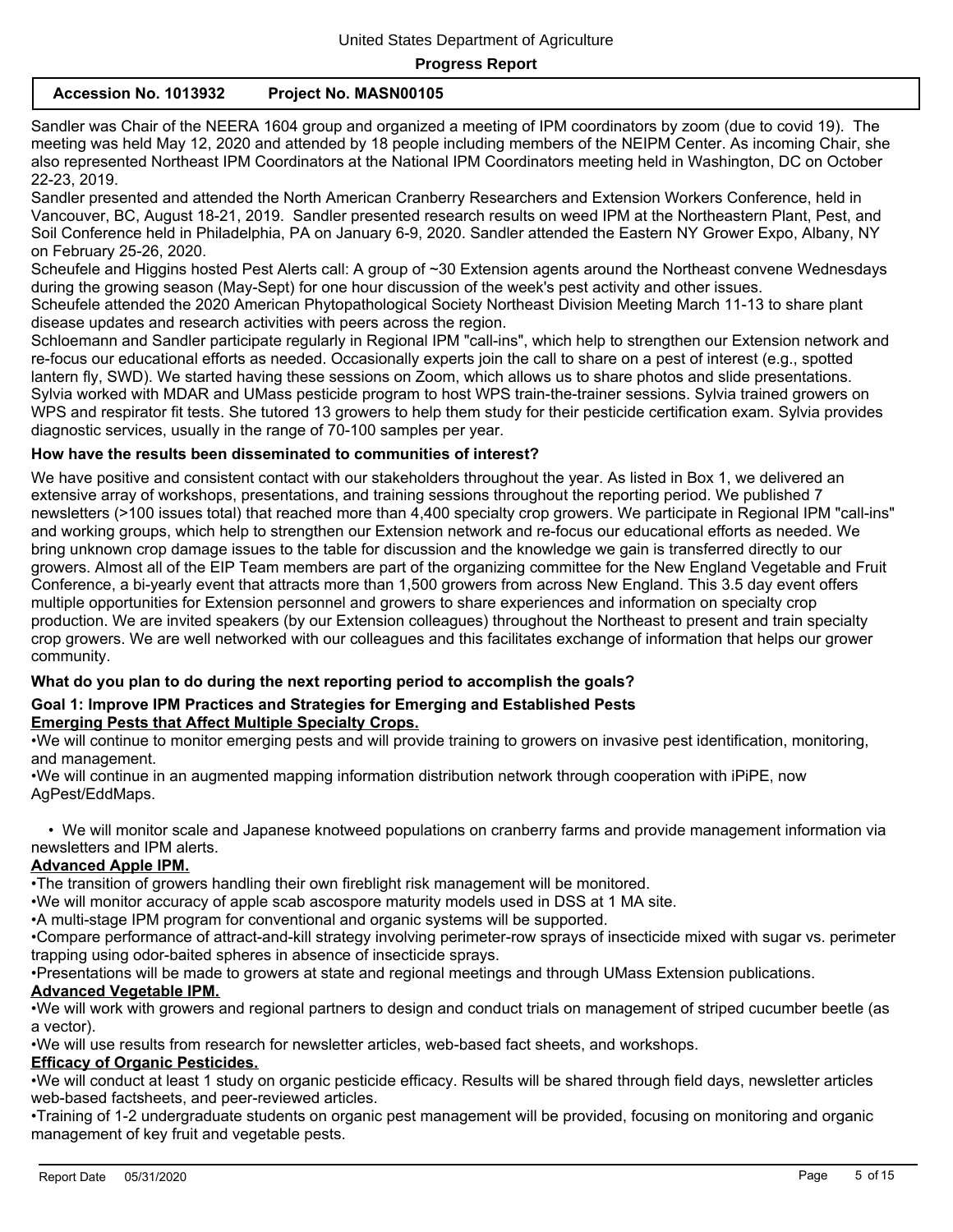Sandler was Chair of the NEERA 1604 group and organized a meeting of IPM coordinators by zoom (due to covid 19). The meeting was held May 12, 2020 and attended by 18 people including members of the NEIPM Center. As incoming Chair, she also represented Northeast IPM Coordinators at the National IPM Coordinators meeting held in Washington, DC on October 22-23, 2019.

Sandler presented and attended the North American Cranberry Researchers and Extension Workers Conference, held in Vancouver, BC, August 18-21, 2019. Sandler presented research results on weed IPM at the Northeastern Plant, Pest, and Soil Conference held in Philadelphia, PA on January 6-9, 2020. Sandler attended the Eastern NY Grower Expo, Albany, NY on February 25-26, 2020.

Scheufele and Higgins hosted Pest Alerts call: A group of ~30 Extension agents around the Northeast convene Wednesdays during the growing season (May-Sept) for one hour discussion of the week's pest activity and other issues.

Scheufele attended the 2020 American Phytopathological Society Northeast Division Meeting March 11-13 to share plant disease updates and research activities with peers across the region.

Schloemann and Sandler participate regularly in Regional IPM "call-ins", which help to strengthen our Extension network and re-focus our educational efforts as needed. Occasionally experts join the call to share on a pest of interest (e.g., spotted lantern fly, SWD). We started having these sessions on Zoom, which allows us to share photos and slide presentations.

Sylvia worked with MDAR and UMass pesticide program to host WPS train-the-trainer sessions. Sylvia trained growers on WPS and respirator fit tests. She tutored 13 growers to help them study for their pesticide certification exam. Sylvia provides diagnostic services, usually in the range of 70-100 samples per year.

**How have the results been disseminated to communities of interest?**

We have positive and consistent contact with our stakeholders throughout the year. As listed in Box 1, we delivered an extensive array of workshops, presentations, and training sessions throughout the reporting period. We published 7 newsletters (>100 issues total) that reached more than 4,400 specialty crop growers. We participate in Regional IPM "call-ins" and working groups, which help to strengthen our Extension network and re-focus our educational efforts as needed. We bring unknown crop damage issues to the table for discussion and the knowledge we gain is transferred directly to our growers. Almost all of the EIP Team members are part of the organizing committee for the New England Vegetable and Fruit Conference, a bi-yearly event that attracts more than 1,500 growers from across New England. This 3.5 day event offers multiple opportunities for Extension personnel and growers to share experiences and information on specialty crop production. We are invited speakers (by our Extension colleagues) throughout the Northeast to present and train specialty crop growers. We are well networked with our colleagues and this facilitates exchange of information that helps our grower community.

**What do you plan to do during the next reporting period to accomplish the goals?**

**Goal 1: Improve IPM Practices and Strategies for Emerging and Established Pests**

**Emerging Pests that Affect Multiple Specialty Crops.**

- We will continue to monitor emerging pests and will provide training to growers on invasive pest identification, monitoring, and management.
- We will continue in an augmented mapping information distribution network through cooperation with iPiPE, now AgPest/EddMaps.
- We will monitor scale and Japanese knotweed populations on cranberry farms and provide management information via newsletters and IPM alerts.

**Advanced Apple IPM.**

- The transition of growers handling their own fireblight risk management will be monitored.
- We will monitor accuracy of apple scab ascospore maturity models used in DSS at 1 MA site.
- A multi-stage IPM program for conventional and organic systems will be supported.
- Compare performance of attract-and-kill strategy involving perimeter-row sprays of insecticide mixed with sugar vs. perimeter trapping using odor-baited spheres in absence of insecticide sprays.
- Presentations will be made to growers at state and regional meetings and through UMass Extension publications.

**Advanced Vegetable IPM.**

- We will work with growers and regional partners to design and conduct trials on management of striped cucumber beetle (as a vector).
- We will use results from research for newsletter articles, web-based fact sheets, and workshops.

**Efficacy of Organic Pesticides.**

- We will conduct at least 1 study on organic pesticide efficacy. Results will be shared through field days, newsletter articles web-based factsheets, and peer-reviewed articles.
- Training of 1-2 undergraduate students on organic pest management will be provided, focusing on monitoring and organic management of key fruit and vegetable pests.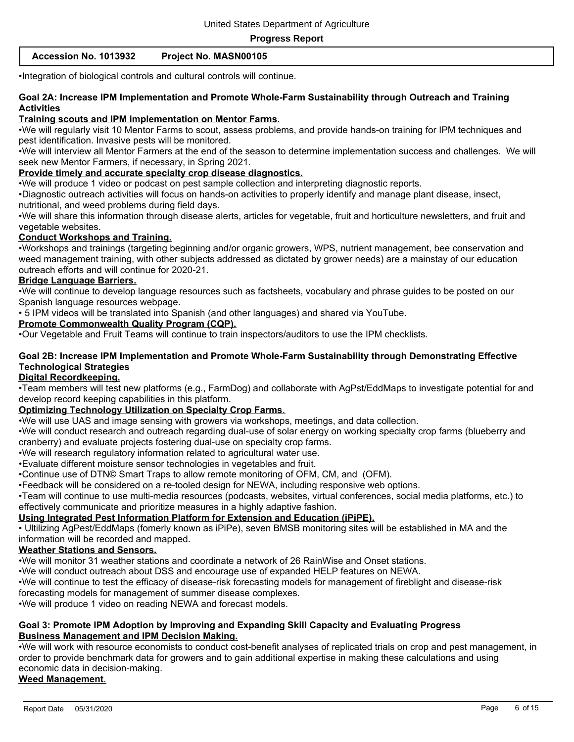•Integration of biological controls and cultural controls will continue.

**Goal 2A: Increase IPM Implementation and Promote Whole-Farm Sustainability through Outreach and Training Activities**

**Training scouts and IPM implementation on Mentor Farms**.

•We will regularly visit 10 Mentor Farms to scout, assess problems, and provide hands-on training for IPM techniques and pest identification. Invasive pests will be monitored.

•We will interview all Mentor Farmers at the end of the season to determine implementation success and challenges. We will seek new Mentor Farmers, if necessary, in Spring 2021.

**Provide timely and accurate specialty crop disease diagnostics.**

•We will produce 1 video or podcast on pest sample collection and interpreting diagnostic reports.

•Diagnostic outreach activities will focus on hands-on activities to properly identify and manage plant disease, insect, nutritional, and weed problems during field days.

•We will share this information through disease alerts, articles for vegetable, fruit and horticulture newsletters, and fruit and vegetable websites.

**Conduct Workshops and Training.**

•Workshops and trainings (targeting beginning and/or organic growers, WPS, nutrient management, bee conservation and weed management training, with other subjects addressed as dictated by grower needs) are a mainstay of our education outreach efforts and will continue for 2020-21.

**Bridge Language Barriers.**

•We will continue to develop language resources such as factsheets, vocabulary and phrase guides to be posted on our Spanish language resources webpage.

• 5 IPM videos will be translated into Spanish (and other languages) and shared via YouTube.

**Promote Commonwealth Quality Program (CQP).**

•Our Vegetable and Fruit Teams will continue to train inspectors/auditors to use the IPM checklists.

**Goal 2B: Increase IPM Implementation and Promote Whole-Farm Sustainability through Demonstrating Effective Technological Strategies**

**Digital Recordkeeping.**

•Team members will test new platforms (e.g., FarmDog) and collaborate with AgPst/EddMaps to investigate potential for and develop record keeping capabilities in this platform.

**Optimizing Technology Utilization on Specialty Crop Farms**.

•We will use UAS and image sensing with growers via workshops, meetings, and data collection.

•We will conduct research and outreach regarding dual-use of solar energy on working specialty crop farms (blueberry and cranberry) and evaluate projects fostering dual-use on specialty crop farms.

•We will research regulatory information related to agricultural water use.

•Evaluate different moisture sensor technologies in vegetables and fruit.

•Continue use of DTN© Smart Traps to allow remote monitoring of OFM, CM, and (OFM).

•Feedback will be considered on a re-tooled design for NEWA, including responsive web options.

•Team will continue to use multi-media resources (podcasts, websites, virtual conferences, social media platforms, etc.) to effectively communicate and prioritize measures in a highly adaptive fashion.

**Using Integrated Pest Information Platform for Extension and Education (iPiPE).**

• Ultilizing AgPest/EddMaps (fomerly known as iPiPe), seven BMSB monitoring sites will be established in MA and the information will be recorded and mapped.

**Weather Stations and Sensors.**

•We will monitor 31 weather stations and coordinate a network of 26 RainWise and Onset stations.

•We will conduct outreach about DSS and encourage use of expanded HELP features on NEWA.

•We will continue to test the efficacy of disease-risk forecasting models for management of fireblight and disease-risk forecasting models for management of summer disease complexes.

•We will produce 1 video on reading NEWA and forecast models.

**Goal 3: Promote IPM Adoption by Improving and Expanding Skill Capacity and Evaluating Progress**

**Business Management and IPM Decision Making.**

•We will work with resource economists to conduct cost-benefit analyses of replicated trials on crop and pest management, in order to provide benchmark data for growers and to gain additional expertise in making these calculations and using economic data in decision-making.

**Weed Management**.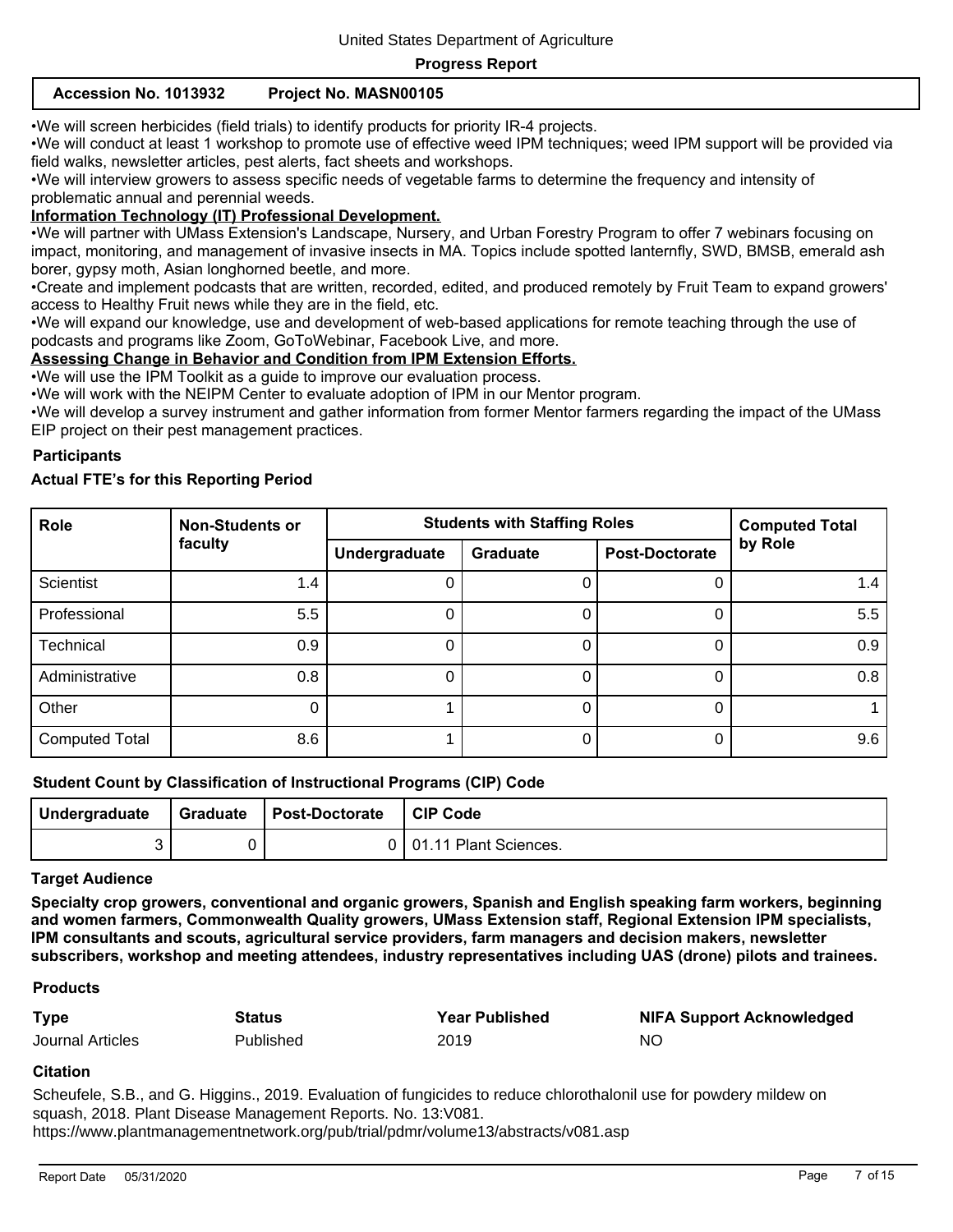•We will screen herbicides (field trials) to identify products for priority IR-4 projects.
•We will conduct at least 1 workshop to promote use of effective weed IPM techniques; weed IPM support will be provided via field walks, newsletter articles, pest alerts, fact sheets and workshops.
•We will interview growers to assess specific needs of vegetable farms to determine the frequency and intensity of problematic annual and perennial weeds.

**Information Technology (IT) Professional Development.**

•We will partner with UMass Extension's Landscape, Nursery, and Urban Forestry Program to offer 7 webinars focusing on impact, monitoring, and management of invasive insects in MA. Topics include spotted lanternfly, SWD, BMSB, emerald ash borer, gypsy moth, Asian longhorned beetle, and more.
•Create and implement podcasts that are written, recorded, edited, and produced remotely by Fruit Team to expand growers' access to Healthy Fruit news while they are in the field, etc.
•We will expand our knowledge, use and development of web-based applications for remote teaching through the use of podcasts and programs like Zoom, GoToWebinar, Facebook Live, and more.

**Assessing Change in Behavior and Condition from IPM Extension Efforts.**

•We will use the IPM Toolkit as a guide to improve our evaluation process.
•We will work with the NEIPM Center to evaluate adoption of IPM in our Mentor program.
•We will develop a survey instrument and gather information from former Mentor farmers regarding the impact of the UMass EIP project on their pest management practices.

### Participants

### Actual FTE's for this Reporting Period

| Role | Non-Students or faculty | Students with Staffing Roles | | | Computed Total by Role |
|---|---|---|---|---|---|
| | | Undergraduate | Graduate | Post-Doctorate | |
| Scientist | 1.4 | 0 | 0 | 0 | 1.4 |
| Professional | 5.5 | 0 | 0 | 0 | 5.5 |
| Technical | 0.9 | 0 | 0 | 0 | 0.9 |
| Administrative | 0.8 | 0 | 0 | 0 | 0.8 |
| Other | 0 | 1 | 0 | 0 | 1 |
| Computed Total | 8.6 | 1 | 0 | 0 | 9.6 |

### Student Count by Classification of Instructional Programs (CIP) Code

| Undergraduate | Graduate | Post-Doctorate | CIP Code |
|---|---|---|---|
| 3 | 0 | 0 | 01.11 Plant Sciences. |

### Target Audience

**Specialty crop growers, conventional and organic growers, Spanish and English speaking farm workers, beginning and women farmers, Commonwealth Quality growers, UMass Extension staff, Regional Extension IPM specialists, IPM consultants and scouts, agricultural service providers, farm managers and decision makers, newsletter subscribers, workshop and meeting attendees, industry representatives including UAS (drone) pilots and trainees.**

### Products

| Type | Status | Year Published | NIFA Support Acknowledged |
|---|---|---|---|
| Journal Articles | Published | 2019 | NO |

### Citation

Scheufele, S.B., and G. Higgins., 2019. Evaluation of fungicides to reduce chlorothalonil use for powdery mildew on squash, 2018. Plant Disease Management Reports. No. 13:V081.
https://www.plantmanagementnetwork.org/pub/trial/pdmr/volume13/abstracts/v081.asp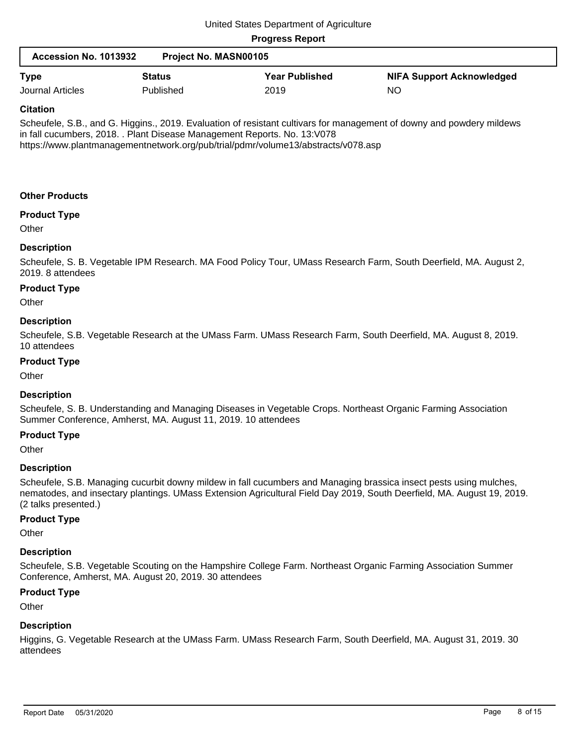| Accession No. 1013932 | Project No. MASN00105 |
| --- | --- |

| Type | Status | Year Published | NIFA Support Acknowledged |
| --- | --- | --- | --- |
| Journal Articles | Published | 2019 | NO |

**Citation**

Scheufele, S.B., and G. Higgins., 2019. Evaluation of resistant cultivars for management of downy and powdery mildews in fall cucumbers, 2018. . Plant Disease Management Reports. No. 13:V078
https://www.plantmanagementnetwork.org/pub/trial/pdmr/volume13/abstracts/v078.asp

## Other Products

**Product Type**

Other

**Description**

Scheufele, S. B. Vegetable IPM Research. MA Food Policy Tour, UMass Research Farm, South Deerfield, MA. August 2, 2019. 8 attendees

**Product Type**

Other

**Description**

Scheufele, S.B. Vegetable Research at the UMass Farm. UMass Research Farm, South Deerfield, MA. August 8, 2019. 10 attendees

**Product Type**

Other

**Description**

Scheufele, S. B. Understanding and Managing Diseases in Vegetable Crops. Northeast Organic Farming Association Summer Conference, Amherst, MA. August 11, 2019. 10 attendees

**Product Type**

Other

**Description**

Scheufele, S.B. Managing cucurbit downy mildew in fall cucumbers and Managing brassica insect pests using mulches, nematodes, and insectary plantings. UMass Extension Agricultural Field Day 2019, South Deerfield, MA. August 19, 2019. (2 talks presented.)

**Product Type**

Other

**Description**

Scheufele, S.B. Vegetable Scouting on the Hampshire College Farm. Northeast Organic Farming Association Summer Conference, Amherst, MA. August 20, 2019. 30 attendees

**Product Type**

Other

**Description**

Higgins, G. Vegetable Research at the UMass Farm. UMass Research Farm, South Deerfield, MA. August 31, 2019. 30 attendees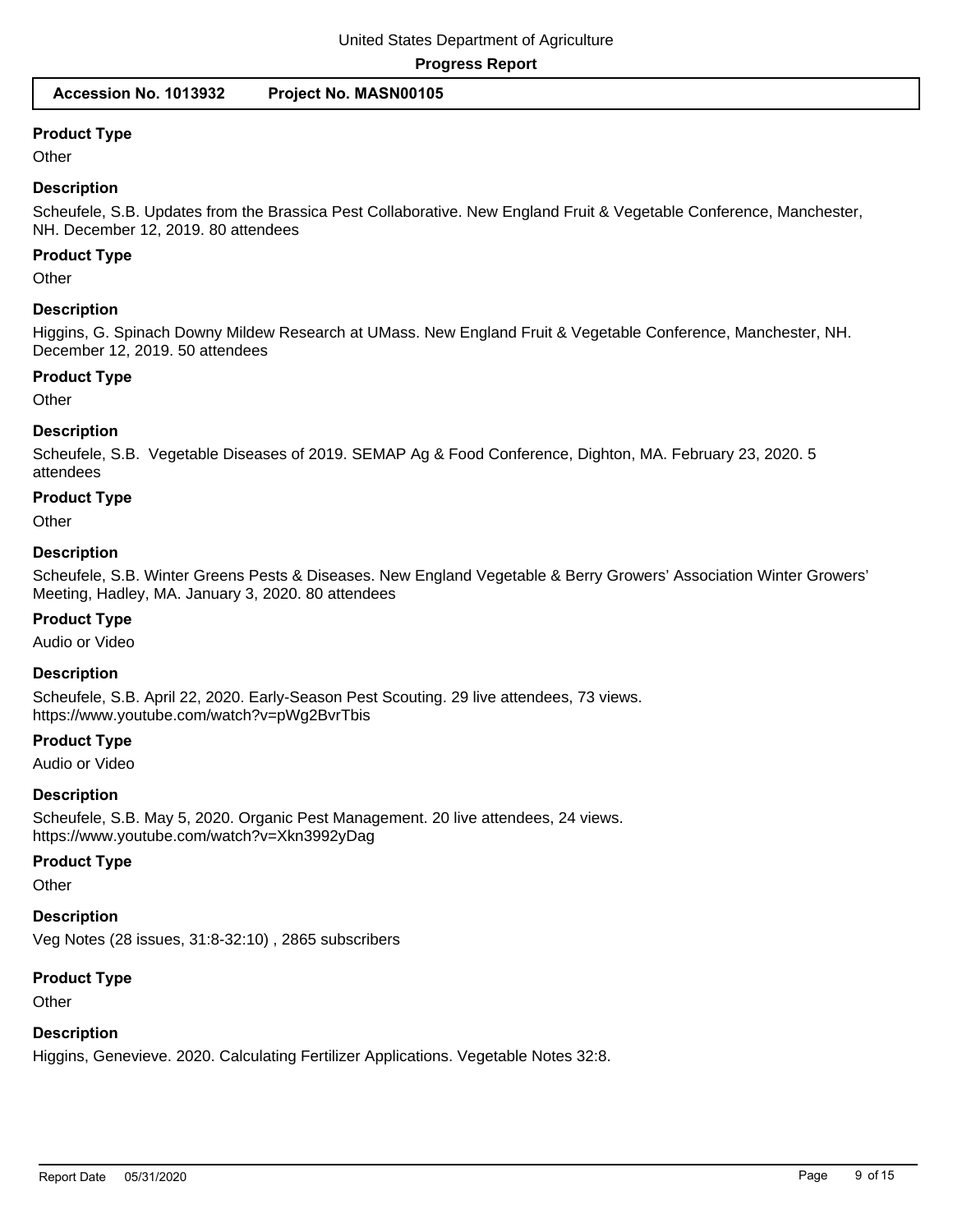**Accession No. 1013932** **Project No. MASN00105**

### Product Type

Other

### Description

Scheufele, S.B. Updates from the Brassica Pest Collaborative. New England Fruit & Vegetable Conference, Manchester, NH. December 12, 2019. 80 attendees

### Product Type

Other

### Description

Higgins, G. Spinach Downy Mildew Research at UMass. New England Fruit & Vegetable Conference, Manchester, NH. December 12, 2019. 50 attendees

### Product Type

Other

### Description

Scheufele, S.B. Vegetable Diseases of 2019. SEMAP Ag & Food Conference, Dighton, MA. February 23, 2020. 5 attendees

### Product Type

Other

### Description

Scheufele, S.B. Winter Greens Pests & Diseases. New England Vegetable & Berry Growers' Association Winter Growers' Meeting, Hadley, MA. January 3, 2020. 80 attendees

### Product Type

Audio or Video

### Description

Scheufele, S.B. April 22, 2020. Early-Season Pest Scouting. 29 live attendees, 73 views. https://www.youtube.com/watch?v=pWg2BvrTbis

### Product Type

Audio or Video

### Description

Scheufele, S.B. May 5, 2020. Organic Pest Management. 20 live attendees, 24 views. https://www.youtube.com/watch?v=Xkn3992yDag

### Product Type

Other

### Description

Veg Notes (28 issues, 31:8-32:10) , 2865 subscribers

### Product Type

Other

### Description

Higgins, Genevieve. 2020. Calculating Fertilizer Applications. Vegetable Notes 32:8.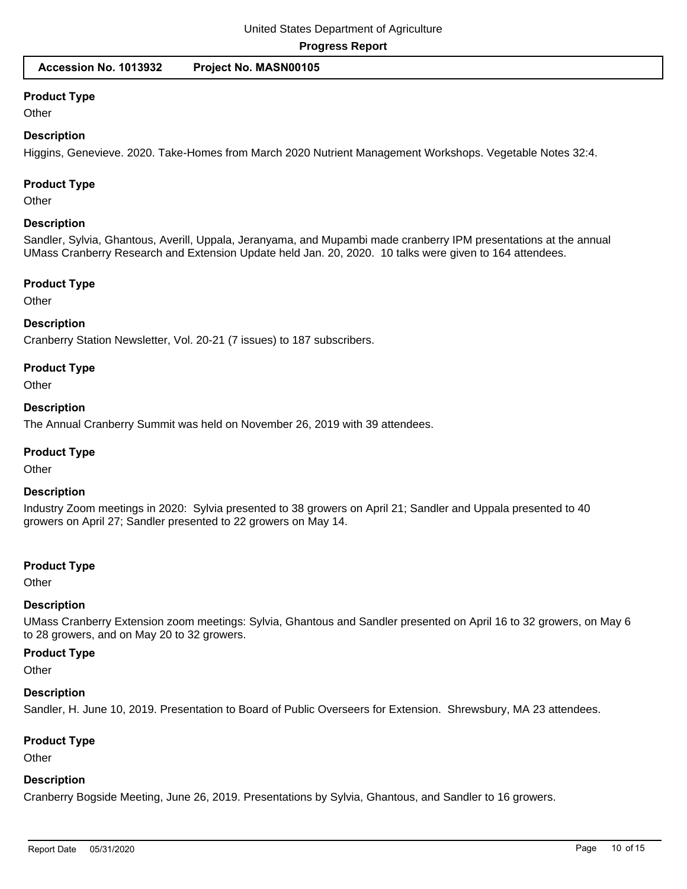**Product Type**

Other

**Description**

Higgins, Genevieve. 2020. Take-Homes from March 2020 Nutrient Management Workshops. Vegetable Notes 32:4.

**Product Type**

Other

**Description**

Sandler, Sylvia, Ghantous, Averill, Uppala, Jeranyama, and Mupambi made cranberry IPM presentations at the annual UMass Cranberry Research and Extension Update held Jan. 20, 2020. 10 talks were given to 164 attendees.

**Product Type**

Other

**Description**

Cranberry Station Newsletter, Vol. 20-21 (7 issues) to 187 subscribers.

**Product Type**

Other

**Description**

The Annual Cranberry Summit was held on November 26, 2019 with 39 attendees.

**Product Type**

Other

**Description**

Industry Zoom meetings in 2020: Sylvia presented to 38 growers on April 21; Sandler and Uppala presented to 40 growers on April 27; Sandler presented to 22 growers on May 14.

**Product Type**

Other

**Description**

UMass Cranberry Extension zoom meetings: Sylvia, Ghantous and Sandler presented on April 16 to 32 growers, on May 6 to 28 growers, and on May 20 to 32 growers.

**Product Type**

Other

**Description**

Sandler, H. June 10, 2019. Presentation to Board of Public Overseers for Extension. Shrewsbury, MA 23 attendees.

**Product Type**

Other

**Description**

Cranberry Bogside Meeting, June 26, 2019. Presentations by Sylvia, Ghantous, and Sandler to 16 growers.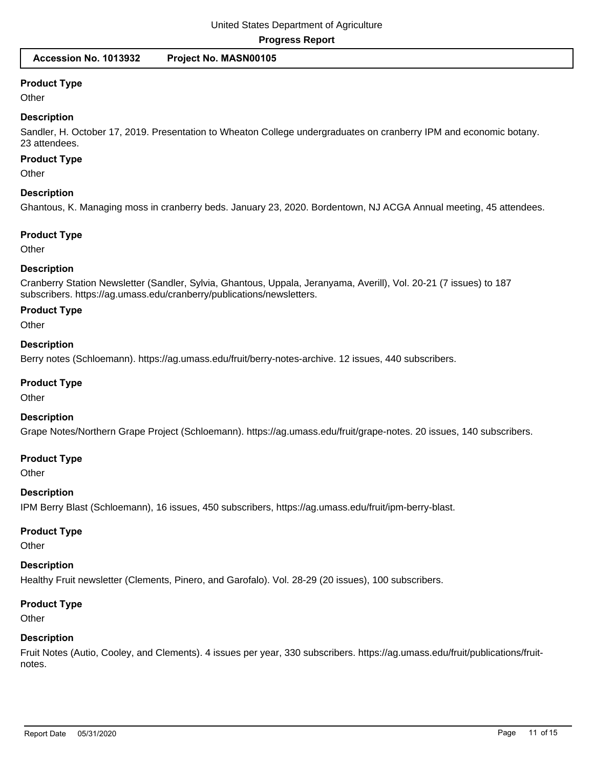**Accession No. 1013932 Project No. MASN00105**

**Product Type**

Other

**Description**

Sandler, H. October 17, 2019. Presentation to Wheaton College undergraduates on cranberry IPM and economic botany. 23 attendees.

**Product Type**

Other

**Description**

Ghantous, K. Managing moss in cranberry beds. January 23, 2020. Bordentown, NJ ACGA Annual meeting, 45 attendees.

**Product Type**

Other

**Description**

Cranberry Station Newsletter (Sandler, Sylvia, Ghantous, Uppala, Jeranyama, Averill), Vol. 20-21 (7 issues) to 187 subscribers. https://ag.umass.edu/cranberry/publications/newsletters.

**Product Type**

Other

**Description**

Berry notes (Schloemann). https://ag.umass.edu/fruit/berry-notes-archive. 12 issues, 440 subscribers.

**Product Type**

Other

**Description**

Grape Notes/Northern Grape Project (Schloemann). https://ag.umass.edu/fruit/grape-notes. 20 issues, 140 subscribers.

**Product Type**

Other

**Description**

IPM Berry Blast (Schloemann), 16 issues, 450 subscribers, https://ag.umass.edu/fruit/ipm-berry-blast.

**Product Type**

Other

**Description**

Healthy Fruit newsletter (Clements, Pinero, and Garofalo). Vol. 28-29 (20 issues), 100 subscribers.

**Product Type**

Other

**Description**

Fruit Notes (Autio, Cooley, and Clements). 4 issues per year, 330 subscribers. https://ag.umass.edu/fruit/publications/fruit-notes.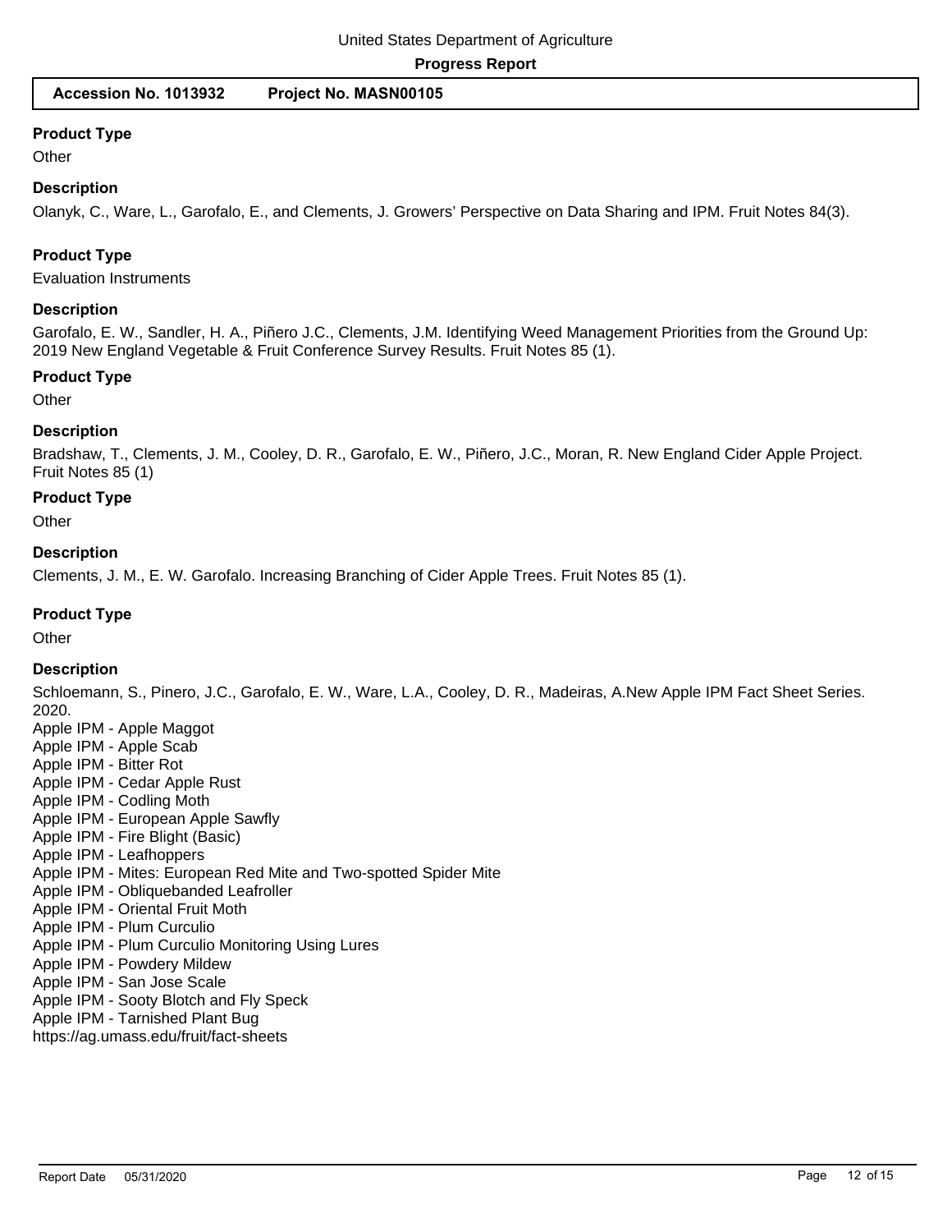**Accession No. 1013932 Project No. MASN00105**

### Product Type

Other

### Description

Olanyk, C., Ware, L., Garofalo, E., and Clements, J. Growers' Perspective on Data Sharing and IPM. Fruit Notes 84(3).

### Product Type

Evaluation Instruments

### Description

Garofalo, E. W., Sandler, H. A., Piñero J.C., Clements, J.M. Identifying Weed Management Priorities from the Ground Up: 2019 New England Vegetable & Fruit Conference Survey Results. Fruit Notes 85 (1).

### Product Type

Other

### Description

Bradshaw, T., Clements, J. M., Cooley, D. R., Garofalo, E. W., Piñero, J.C., Moran, R. New England Cider Apple Project. Fruit Notes 85 (1)

### Product Type

Other

### Description

Clements, J. M., E. W. Garofalo. Increasing Branching of Cider Apple Trees. Fruit Notes 85 (1).

### Product Type

Other

### Description

Schloemann, S., Pinero, J.C., Garofalo, E. W., Ware, L.A., Cooley, D. R., Madeiras, A.New Apple IPM Fact Sheet Series. 2020.
Apple IPM - Apple Maggot
Apple IPM - Apple Scab
Apple IPM - Bitter Rot
Apple IPM - Cedar Apple Rust
Apple IPM - Codling Moth
Apple IPM - European Apple Sawfly
Apple IPM - Fire Blight (Basic)
Apple IPM - Leafhoppers
Apple IPM - Mites: European Red Mite and Two-spotted Spider Mite
Apple IPM - Obliquebanded Leafroller
Apple IPM - Oriental Fruit Moth
Apple IPM - Plum Curculio
Apple IPM - Plum Curculio Monitoring Using Lures
Apple IPM - Powdery Mildew
Apple IPM - San Jose Scale
Apple IPM - Sooty Blotch and Fly Speck
Apple IPM - Tarnished Plant Bug
https://ag.umass.edu/fruit/fact-sheets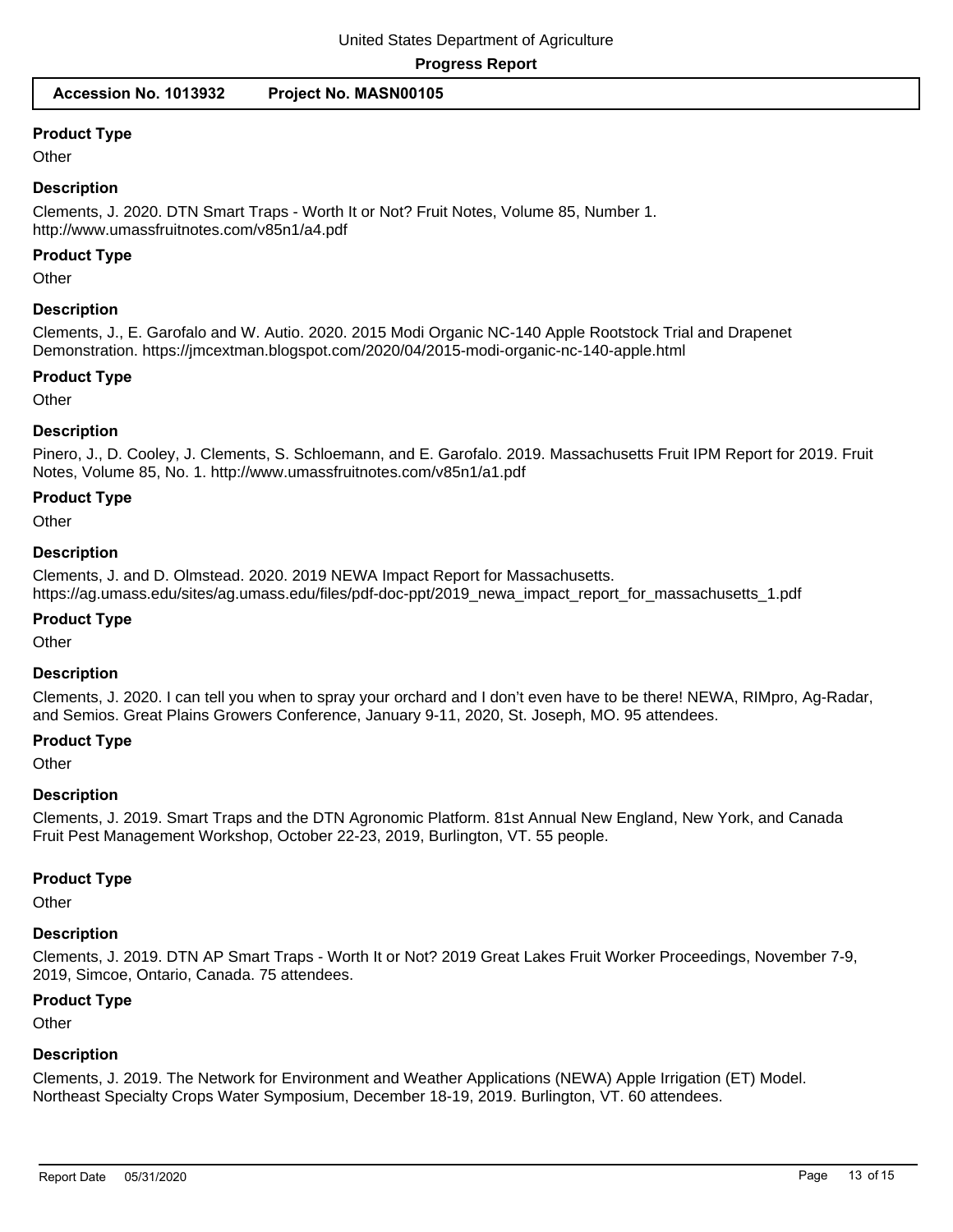### Product Type

Other

### Description

Clements, J. 2020. DTN Smart Traps - Worth It or Not? Fruit Notes, Volume 85, Number 1. http://www.umassfruitnotes.com/v85n1/a4.pdf

### Product Type

Other

### Description

Clements, J., E. Garofalo and W. Autio. 2020. 2015 Modi Organic NC-140 Apple Rootstock Trial and Drapenet Demonstration. https://jmcextman.blogspot.com/2020/04/2015-modi-organic-nc-140-apple.html

### Product Type

Other

### Description

Pinero, J., D. Cooley, J. Clements, S. Schloemann, and E. Garofalo. 2019. Massachusetts Fruit IPM Report for 2019. Fruit Notes, Volume 85, No. 1. http://www.umassfruitnotes.com/v85n1/a1.pdf

### Product Type

Other

### Description

Clements, J. and D. Olmstead. 2020. 2019 NEWA Impact Report for Massachusetts. https://ag.umass.edu/sites/ag.umass.edu/files/pdf-doc-ppt/2019_newa_impact_report_for_massachusetts_1.pdf

### Product Type

Other

### Description

Clements, J. 2020. I can tell you when to spray your orchard and I don't even have to be there! NEWA, RIMpro, Ag-Radar, and Semios. Great Plains Growers Conference, January 9-11, 2020, St. Joseph, MO. 95 attendees.

### Product Type

Other

### Description

Clements, J. 2019. Smart Traps and the DTN Agronomic Platform. 81st Annual New England, New York, and Canada Fruit Pest Management Workshop, October 22-23, 2019, Burlington, VT. 55 people.

### Product Type

Other

### Description

Clements, J. 2019. DTN AP Smart Traps - Worth It or Not? 2019 Great Lakes Fruit Worker Proceedings, November 7-9, 2019, Simcoe, Ontario, Canada. 75 attendees.

### Product Type

Other

### Description

Clements, J. 2019. The Network for Environment and Weather Applications (NEWA) Apple Irrigation (ET) Model. Northeast Specialty Crops Water Symposium, December 18-19, 2019. Burlington, VT. 60 attendees.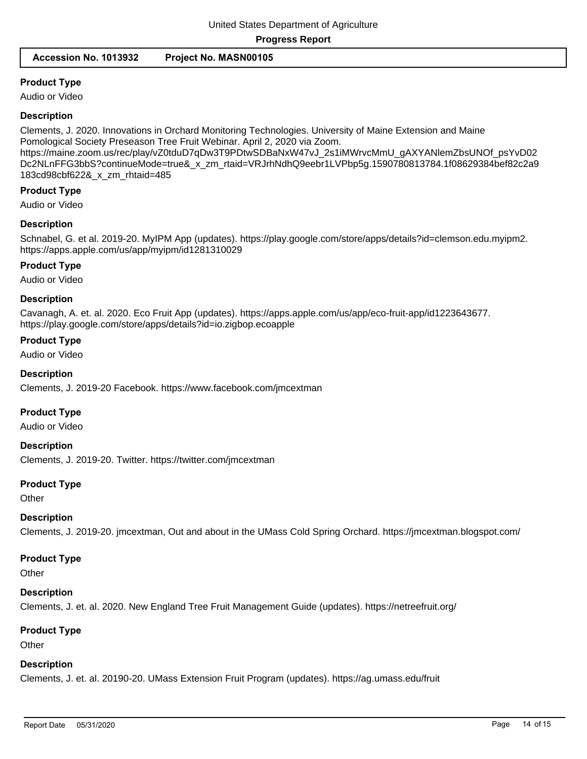### Product Type

Audio or Video

### Description

Clements, J. 2020. Innovations in Orchard Monitoring Technologies. University of Maine Extension and Maine Pomological Society Preseason Tree Fruit Webinar. April 2, 2020 via Zoom. https://maine.zoom.us/rec/play/vZ0tduD7qDw3T9PDtwSDBaNxW47vJ_2s1iMWrvcMmU_gAXYANlemZbsUNOf_psYvD02Dc2NLnFFG3bbS?continueMode=true&_x_zm_rtaid=VRJrhNdhQ9eebr1LVPbp5g.1590780813784.1f08629384bef82c2a9183cd98cbf622&_x_zm_rhtaid=485

### Product Type

Audio or Video

### Description

Schnabel, G. et al. 2019-20. MyIPM App (updates). https://play.google.com/store/apps/details?id=clemson.edu.myipm2. https://apps.apple.com/us/app/myipm/id1281310029

### Product Type

Audio or Video

### Description

Cavanagh, A. et. al. 2020. Eco Fruit App (updates). https://apps.apple.com/us/app/eco-fruit-app/id1223643677. https://play.google.com/store/apps/details?id=io.zigbop.ecoapple

### Product Type

Audio or Video

### Description

Clements, J. 2019-20 Facebook. https://www.facebook.com/jmcextman

### Product Type

Audio or Video

### Description

Clements, J. 2019-20. Twitter. https://twitter.com/jmcextman

### Product Type

Other

### Description

Clements, J. 2019-20. jmcextman, Out and about in the UMass Cold Spring Orchard. https://jmcextman.blogspot.com/

### Product Type

Other

### Description

Clements, J. et. al. 2020. New England Tree Fruit Management Guide (updates). https://netreefruit.org/

### Product Type

Other

### Description

Clements, J. et. al. 20190-20. UMass Extension Fruit Program (updates). https://ag.umass.edu/fruit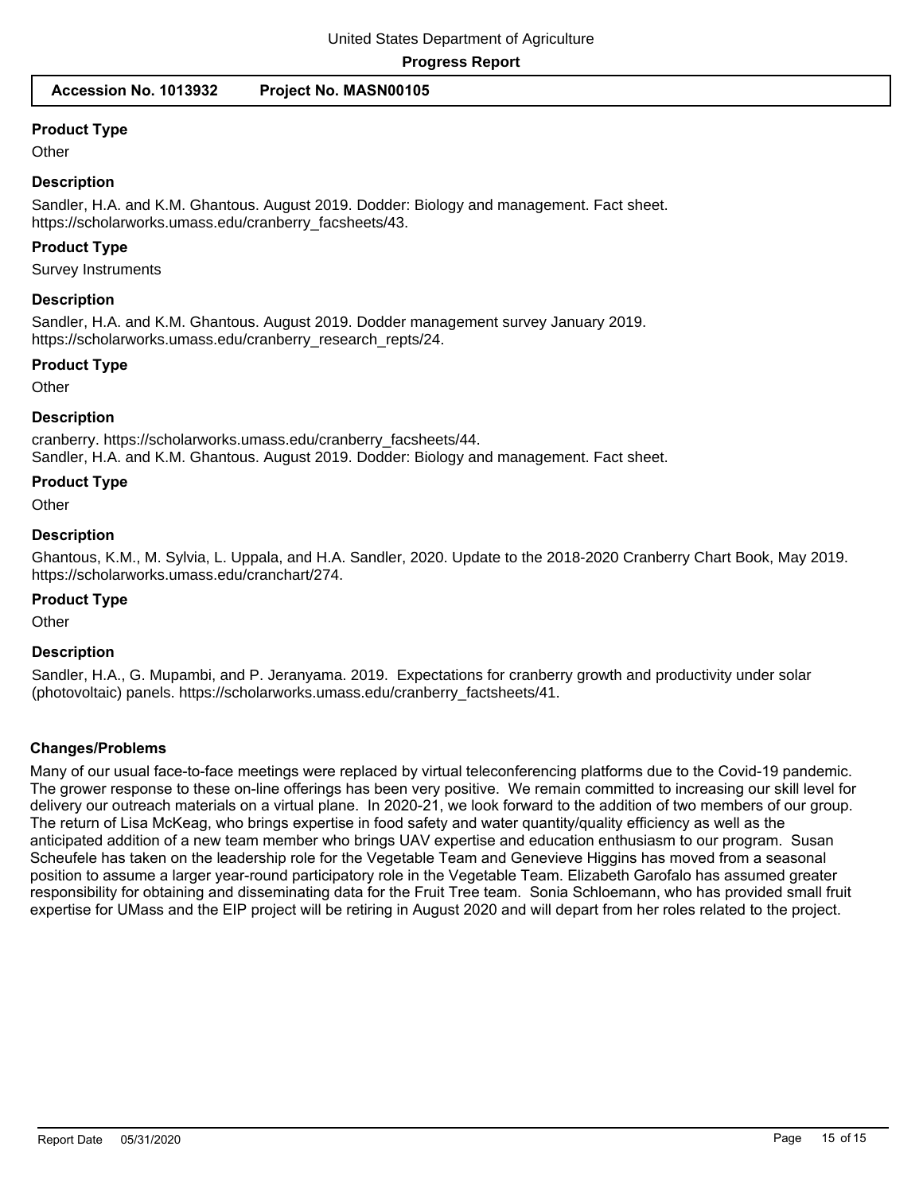**Product Type**

Other

**Description**

Sandler, H.A. and K.M. Ghantous. August 2019. Dodder: Biology and management. Fact sheet. https://scholarworks.umass.edu/cranberry_facsheets/43.

**Product Type**

Survey Instruments

**Description**

Sandler, H.A. and K.M. Ghantous. August 2019. Dodder management survey January 2019. https://scholarworks.umass.edu/cranberry_research_repts/24.

**Product Type**

Other

**Description**

cranberry. https://scholarworks.umass.edu/cranberry_facsheets/44.
Sandler, H.A. and K.M. Ghantous. August 2019. Dodder: Biology and management. Fact sheet.

**Product Type**

Other

**Description**

Ghantous, K.M., M. Sylvia, L. Uppala, and H.A. Sandler, 2020. Update to the 2018-2020 Cranberry Chart Book, May 2019. https://scholarworks.umass.edu/cranchart/274.

**Product Type**

Other

**Description**

Sandler, H.A., G. Mupambi, and P. Jeranyama. 2019. Expectations for cranberry growth and productivity under solar (photovoltaic) panels. https://scholarworks.umass.edu/cranberry_factsheets/41.

**Changes/Problems**

Many of our usual face-to-face meetings were replaced by virtual teleconferencing platforms due to the Covid-19 pandemic. The grower response to these on-line offerings has been very positive. We remain committed to increasing our skill level for delivery our outreach materials on a virtual plane. In 2020-21, we look forward to the addition of two members of our group. The return of Lisa McKeag, who brings expertise in food safety and water quantity/quality efficiency as well as the anticipated addition of a new team member who brings UAV expertise and education enthusiasm to our program. Susan Scheufele has taken on the leadership role for the Vegetable Team and Genevieve Higgins has moved from a seasonal position to assume a larger year-round participatory role in the Vegetable Team. Elizabeth Garofalo has assumed greater responsibility for obtaining and disseminating data for the Fruit Tree team. Sonia Schloemann, who has provided small fruit expertise for UMass and the EIP project will be retiring in August 2020 and will depart from her roles related to the project.